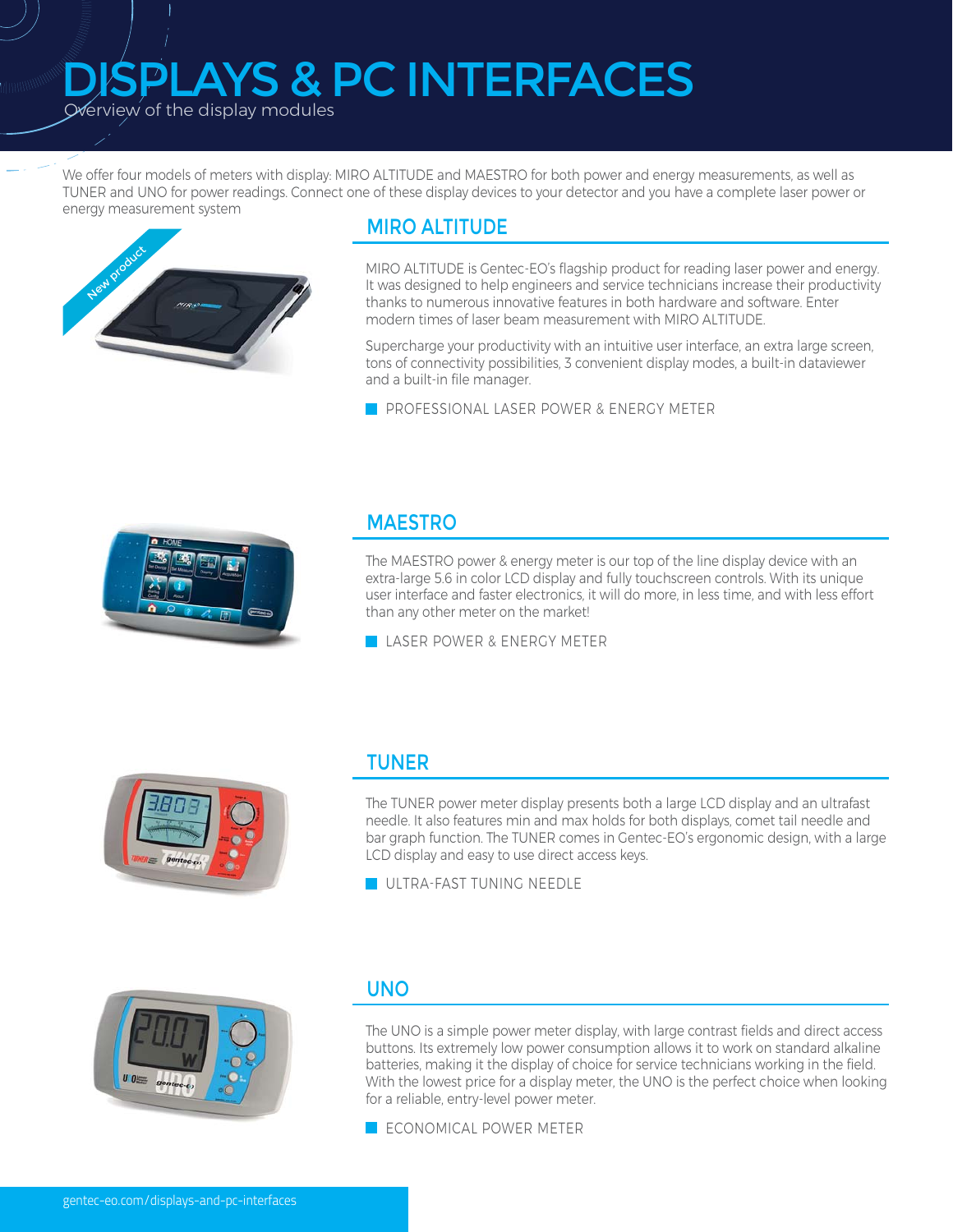# DISPLAYS & PC INTERFACES

Overview of the display modules

We offer four models of meters with display: MIRO ALTITUDE and MAESTRO for both power and energy measurements, as well as TUNER and UNO for power readings. Connect one of these display devices to your detector and you have a complete laser power or energy measurement system

## MIRO ALTITUDE

MIRO ALTITUDE is Gentec-EO's flagship product for reading laser power and energy. It was designed to help engineers and service technicians increase their productivity thanks to numerous innovative features in both hardware and software. Enter modern times of laser beam measurement with MIRO ALTITUDE.

Supercharge your productivity with an intuitive user interface, an extra large screen, tons of connectivity possibilities, 3 convenient display modes, a built-in dataviewer and a built-in file manager.

- PROFESSIONAL LASER POWER & ENERGY METER

## MAESTRO

The MAESTRO power & energy meter is our top of the line display device with an extra-large 5.6 in color LCD display and fully touchscreen controls. With its unique user interface and faster electronics, it will do more, in less time, and with less effort than any other meter on the market!

- LASER POWER & ENERGY METER

## TUNER

The TUNER power meter display presents both a large LCD display and an ultrafast needle. It also features min and max holds for both displays, comet tail needle and bar graph function. The TUNER comes in Gentec-EO's ergonomic design, with a large LCD display and easy to use direct access keys.

- ULTRA-FAST TUNING NEEDLE

## UNO

The UNO is a simple power meter display, with large contrast fields and direct access buttons. Its extremely low power consumption allows it to work on standard alkaline batteries, making it the display of choice for service technicians working in the field. With the lowest price for a display meter, the UNO is the perfect choice when looking for a reliable, entry-level power meter.

- ECONOMICAL POWER METER

gentec-eo.com/displays-and-pc-interfaces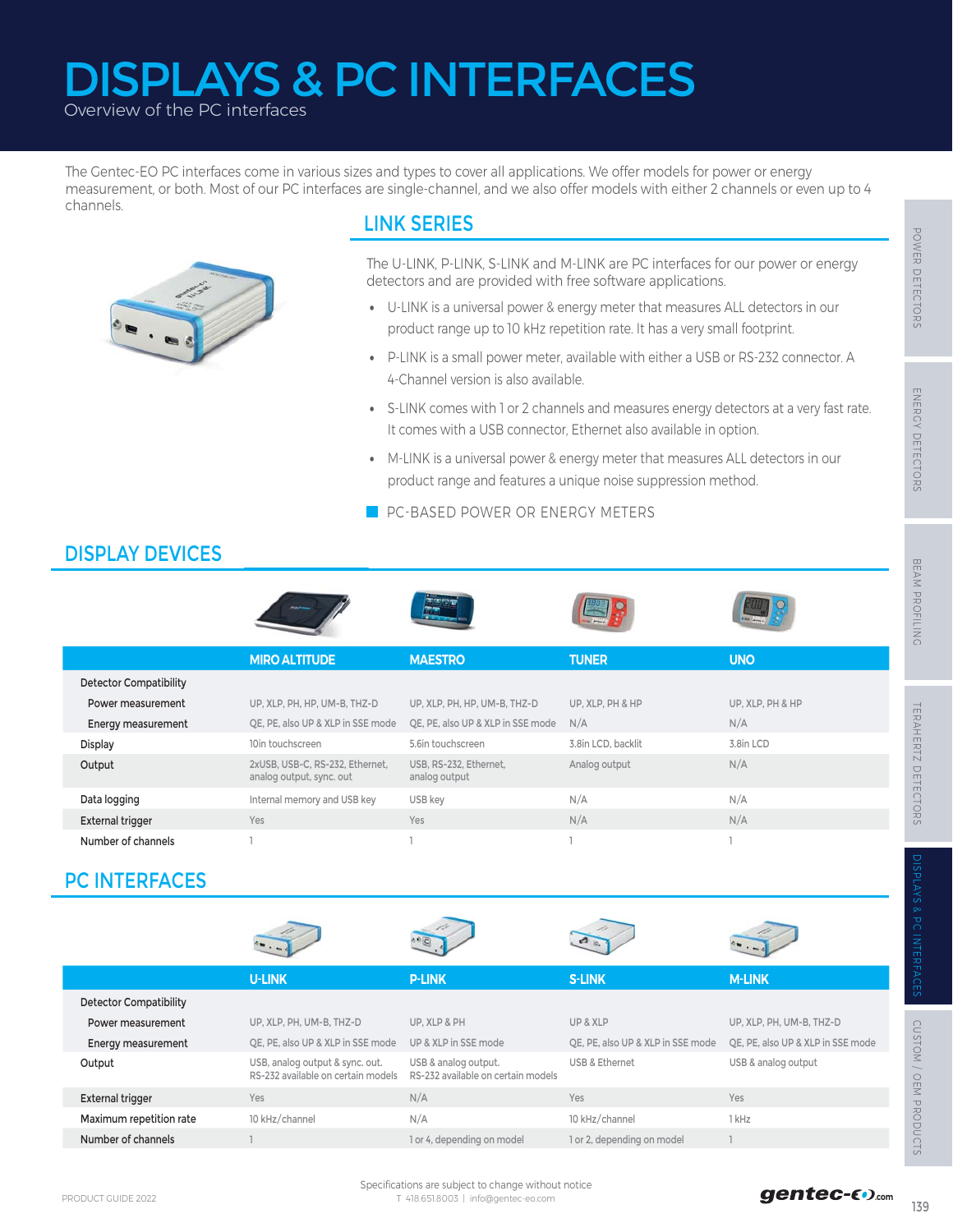# DISPLAYS & PC INTERFACES

Overview of the PC interfaces

The Gentec-EO PC interfaces come in various sizes and types to cover all applications. We offer models for power or energy measurement, or both. Most of our PC interfaces are single-channel, and we also offer models with either 2 channels or even up to 4 channels.

## LINK SERIES

The U-LINK, P-LINK, S-LINK and M-LINK are PC interfaces for our power or energy detectors and are provided with free software applications.

- U-LINK is a universal power & energy meter that measures ALL detectors in our product range up to 10 kHz repetition rate. It has a very small footprint.
- P-LINK is a small power meter, available with either a USB or RS-232 connector. A 4-Channel version is also available.
- S-LINK comes with 1 or 2 channels and measures energy detectors at a very fast rate. It comes with a USB connector, Ethernet also available in option.
- M-LINK is a universal power & energy meter that measures ALL detectors in our product range and features a unique noise suppression method.

PC-BASED POWER OR ENERGY METERS

## DISPLAY DEVICES

| | MIRO ALTITUDE | MAESTRO | TUNER | UNO |
|---|---|---|---|---|
| Detector Compatibility | | | | |
| Power measurement | UP, XLP, PH, HP, UM-B, THZ-D | UP, XLP, PH, HP, UM-B, THZ-D | UP, XLP, PH & HP | UP, XLP, PH & HP |
| Energy measurement | QE, PE, also UP & XLP in SSE mode | QE, PE, also UP & XLP in SSE mode | N/A | N/A |
| Display | 10in touchscreen | 5.6in touchscreen | 3.8in LCD, backlit | 3.8in LCD |
| Output | 2xUSB, USB-C, RS-232, Ethernet, analog output, sync. out | USB, RS-232, Ethernet, analog output | Analog output | N/A |
| Data logging | Internal memory and USB key | USB key | N/A | N/A |
| External trigger | Yes | Yes | N/A | N/A |
| Number of channels | 1 | 1 | 1 | 1 |

## PC INTERFACES

| | U-LINK | P-LINK | S-LINK | M-LINK |
|---|---|---|---|---|
| Detector Compatibility | | | | |
| Power measurement | UP, XLP, PH, UM-B, THZ-D | UP, XLP & PH | UP & XLP | UP, XLP, PH, UM-B, THZ-D |
| Energy measurement | QE, PE, also UP & XLP in SSE mode | UP & XLP in SSE mode | QE, PE, also UP & XLP in SSE mode | QE, PE, also UP & XLP in SSE mode |
| Output | USB, analog output & sync. out. RS-232 available on certain models | USB & analog output. RS-232 available on certain models | USB & Ethernet | USB & analog output |
| External trigger | Yes | N/A | Yes | Yes |
| Maximum repetition rate | 10 kHz/channel | N/A | 10 kHz/channel | 1 kHz |
| Number of channels | 1 | 1 or 4, depending on model | 1 or 2, depending on model | 1 |

Specifications are subject to change without notice
T 418.651.8003 | info@gentec-eo.com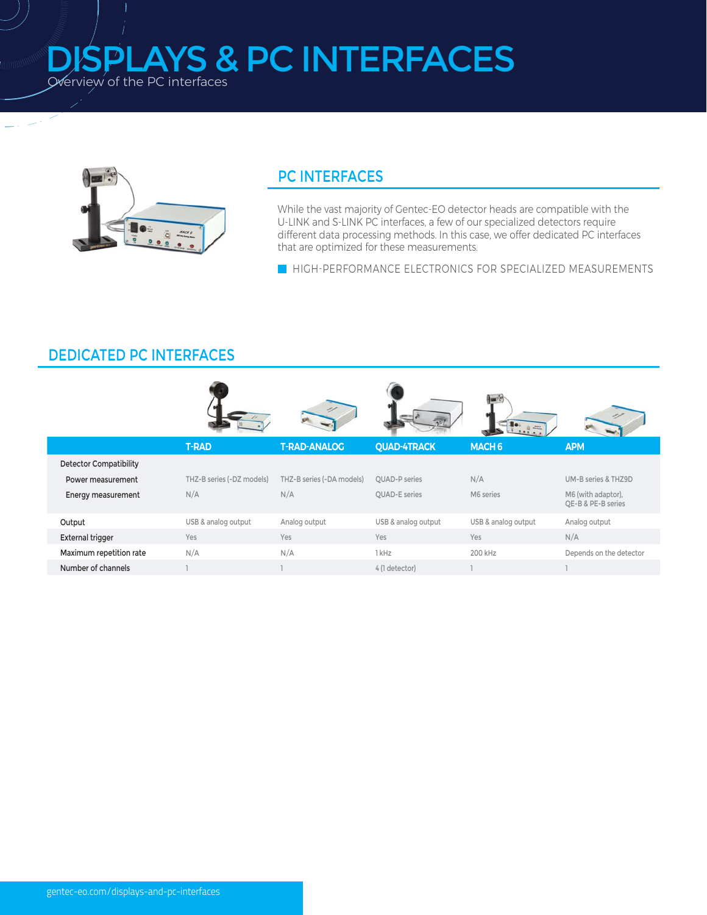# DISPLAYS & PC INTERFACES

Overview of the PC interfaces

## PC INTERFACES

While the vast majority of Gentec-EO detector heads are compatible with the U-LINK and S-LINK PC interfaces, a few of our specialized detectors require different data processing methods. In this case, we offer dedicated PC interfaces that are optimized for these measurements.

- HIGH-PERFORMANCE ELECTRONICS FOR SPECIALIZED MEASUREMENTS

## DEDICATED PC INTERFACES

| | T-RAD | T-RAD-ANALOG | QUAD-4TRACK | MACH 6 | APM |
|---|---|---|---|---|---|
| Detector Compatibility | | | | | |
| Power measurement | THZ-B series (-DZ models) | THZ-B series (-DA models) | QUAD-P series | N/A | UM-B series & THZ9D |
| Energy measurement | N/A | N/A | QUAD-E series | M6 series | M6 (with adaptor), QE-B & PE-B series |
| Output | USB & analog output | Analog output | USB & analog output | USB & analog output | Analog output |
| External trigger | Yes | Yes | Yes | Yes | N/A |
| Maximum repetition rate | N/A | N/A | 1 kHz | 200 kHz | Depends on the detector |
| Number of channels | 1 | 1 | 4 (1 detector) | 1 | 1 |

gentec-eo.com/displays-and-pc-interfaces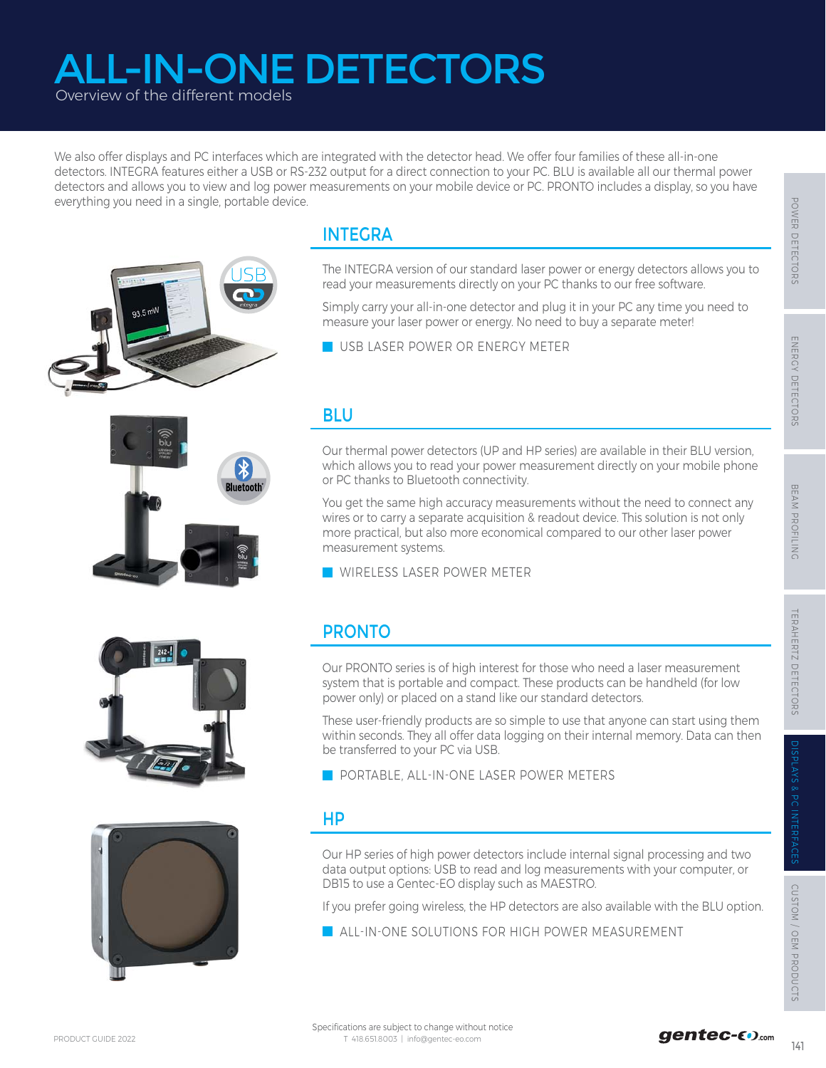# ALL-IN-ONE DETECTORS

Overview of the different models

We also offer displays and PC interfaces which are integrated with the detector head. We offer four families of these all-in-one detectors. INTEGRA features either a USB or RS-232 output for a direct connection to your PC. BLU is available all our thermal power detectors and allows you to view and log power measurements on your mobile device or PC. PRONTO includes a display, so you have everything you need in a single, portable device.

## INTEGRA

The INTEGRA version of our standard laser power or energy detectors allows you to read your measurements directly on your PC thanks to our free software.

Simply carry your all-in-one detector and plug it in your PC any time you need to measure your laser power or energy. No need to buy a separate meter!

- USB LASER POWER OR ENERGY METER

## BLU

Our thermal power detectors (UP and HP series) are available in their BLU version, which allows you to read your power measurement directly on your mobile phone or PC thanks to Bluetooth connectivity.

You get the same high accuracy measurements without the need to connect any wires or to carry a separate acquisition & readout device. This solution is not only more practical, but also more economical compared to our other laser power measurement systems.

- WIRELESS LASER POWER METER

## PRONTO

Our PRONTO series is of high interest for those who need a laser measurement system that is portable and compact. These products can be handheld (for low power only) or placed on a stand like our standard detectors.

These user-friendly products are so simple to use that anyone can start using them within seconds. They all offer data logging on their internal memory. Data can then be transferred to your PC via USB.

- PORTABLE, ALL-IN-ONE LASER POWER METERS

## HP

Our HP series of high power detectors include internal signal processing and two data output options: USB to read and log measurements with your computer, or DB15 to use a Gentec-EO display such as MAESTRO.

If you prefer going wireless, the HP detectors are also available with the BLU option.

- ALL-IN-ONE SOLUTIONS FOR HIGH POWER MEASUREMENT

Specifications are subject to change without notice
T 418.651.8003 | info@gentec-eo.com